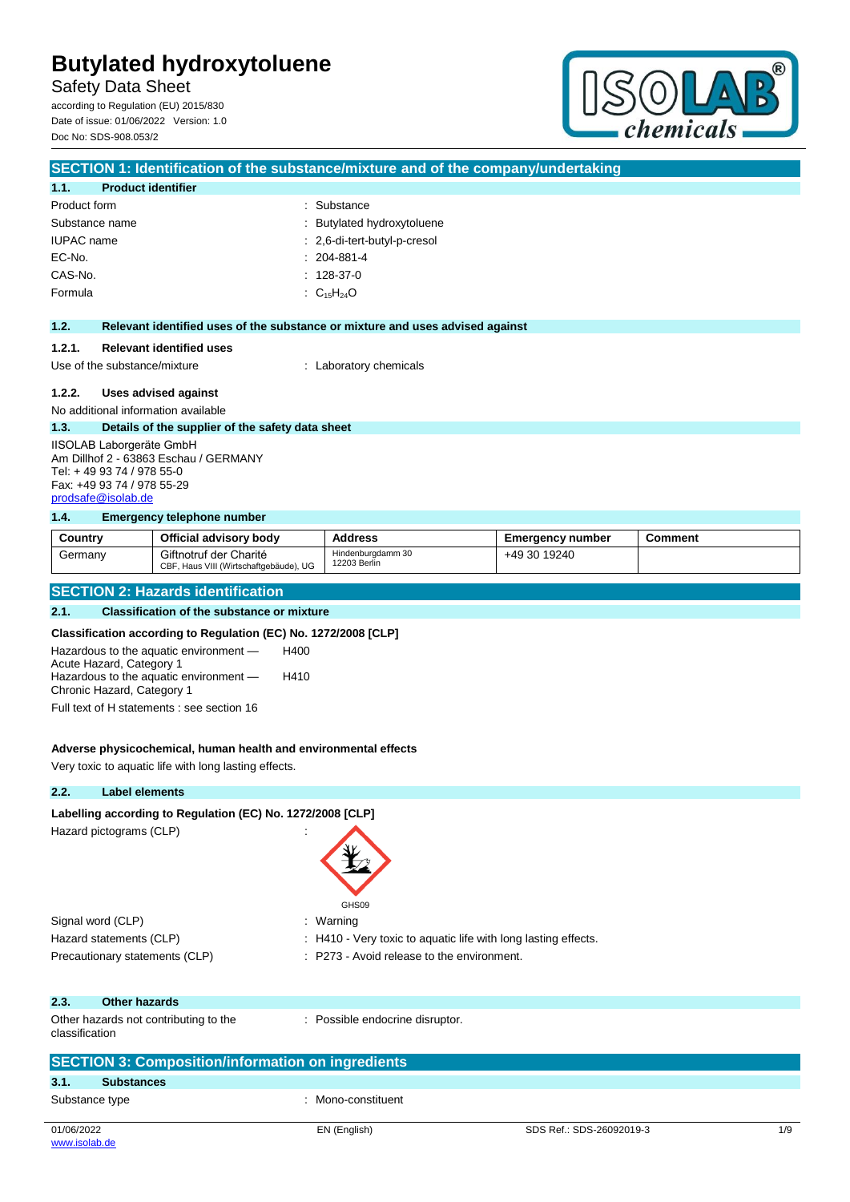# Butylated hydroxytoluene

Safety Data Sheet

according to Regulation (EU) 2015/830
Date of issue: 01/06/2022 Version: 1.0
Doc No: SDS-908.053/2

## SECTION 1: Identification of the substance/mixture and of the company/undertaking

### 1.1. Product identifier

| | |
|---|---|
| Product form | : Substance |
| Substance name | : Butylated hydroxytoluene |
| IUPAC name | : 2,6-di-tert-butyl-p-cresol |
| EC-No. | : 204-881-4 |
| CAS-No. | : 128-37-0 |
| Formula | : $C_{15}H_{24}O$ |

### 1.2. Relevant identified uses of the substance or mixture and uses advised against

#### 1.2.1. Relevant identified uses

Use of the substance/mixture : Laboratory chemicals

#### 1.2.2. Uses advised against

No additional information available

### 1.3. Details of the supplier of the safety data sheet

IISOLAB Laborgeräte GmbH
Am Dillhof 2 - 63863 Eschau / GERMANY
Tel: + 49 93 74 / 978 55-0
Fax: +49 93 74 / 978 55-29
prodsafe@isolab.de

### 1.4. Emergency telephone number

| Country | Official advisory body | Address | Emergency number | Comment |
|---|---|---|---|---|
| Germany | Giftnotruf der Charité<br>CBF, Haus VIII (Wirtschaftgebäude), UG | Hindenburgdamm 30<br>12203 Berlin | +49 30 19240 | |

## SECTION 2: Hazards identification

### 2.1. Classification of the substance or mixture

**Classification according to Regulation (EC) No. 1272/2008 [CLP]**

| | |
|---|---|
| Hazardous to the aquatic environment — Acute Hazard, Category 1 | H400 |
| Hazardous to the aquatic environment — Chronic Hazard, Category 1 | H410 |

Full text of H statements : see section 16

**Adverse physicochemical, human health and environmental effects**

Very toxic to aquatic life with long lasting effects.

### 2.2. Label elements

**Labelling according to Regulation (EC) No. 1272/2008 [CLP]**

Hazard pictograms (CLP) :

GHS09

| | |
|---|---|
| Signal word (CLP) | : Warning |
| Hazard statements (CLP) | : H410 - Very toxic to aquatic life with long lasting effects. |
| Precautionary statements (CLP) | : P273 - Avoid release to the environment. |

### 2.3. Other hazards

Other hazards not contributing to the classification : Possible endocrine disruptor.

## SECTION 3: Composition/information on ingredients

### 3.1. Substances

Substance type : Mono-constituent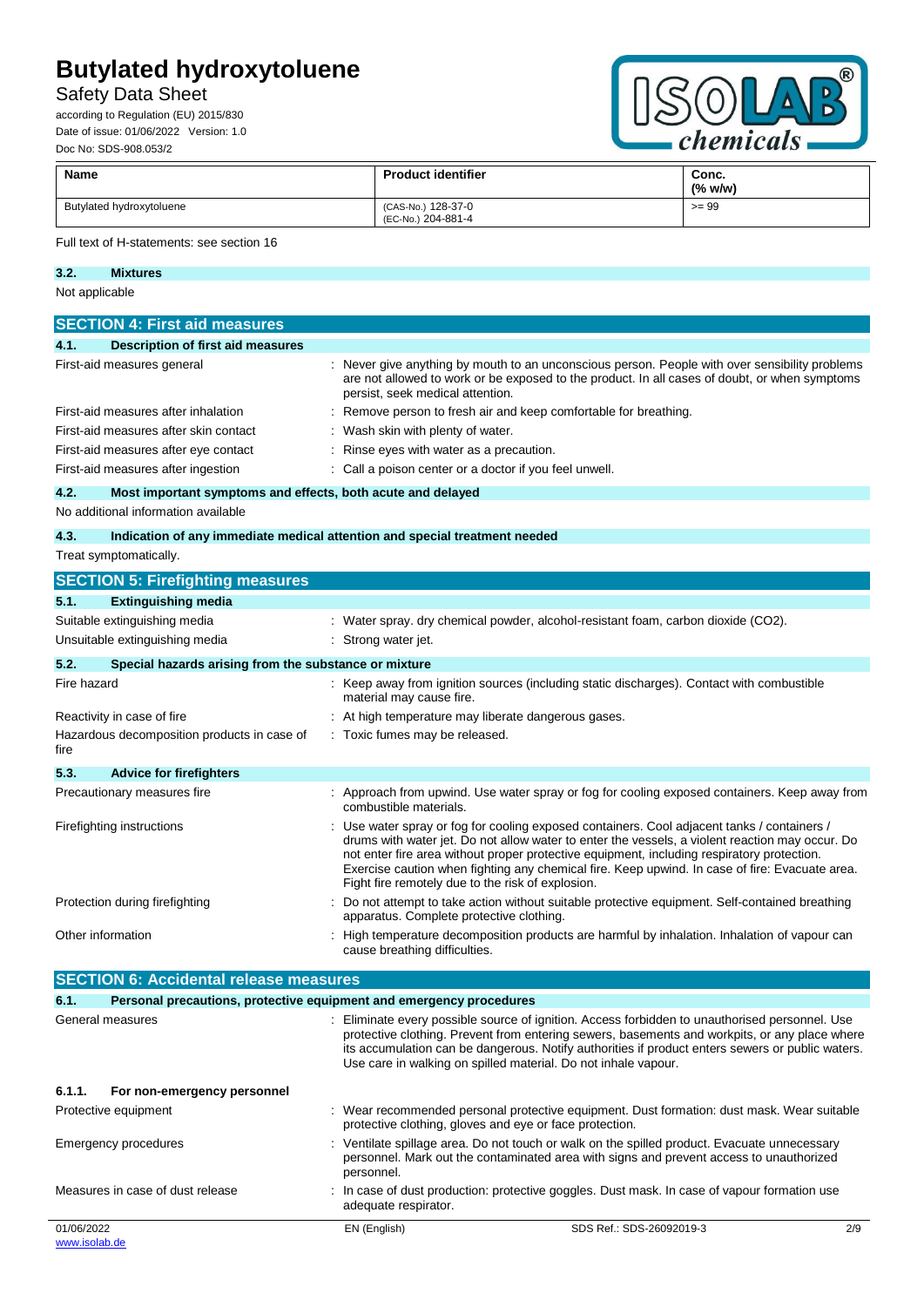| Name | Product identifier | Conc. (% w/w) |
|---|---|---|
| Butylated hydroxytoluene | (CAS-No.) 128-37-0<br>(EC-No.) 204-881-4 | >= 99 |

Full text of H-statements: see section 16

**3.2. Mixtures**

Not applicable

## SECTION 4: First aid measures

**4.1. Description of first aid measures**

| | |
|---|---|
| First-aid measures general | : Never give anything by mouth to an unconscious person. People with over sensibility problems are not allowed to work or be exposed to the product. In all cases of doubt, or when symptoms persist, seek medical attention. |
| First-aid measures after inhalation | : Remove person to fresh air and keep comfortable for breathing. |
| First-aid measures after skin contact | : Wash skin with plenty of water. |
| First-aid measures after eye contact | : Rinse eyes with water as a precaution. |
| First-aid measures after ingestion | : Call a poison center or a doctor if you feel unwell. |

**4.2. Most important symptoms and effects, both acute and delayed**

No additional information available

**4.3. Indication of any immediate medical attention and special treatment needed**

Treat symptomatically.

## SECTION 5: Firefighting measures

**5.1. Extinguishing media**

| | |
|---|---|
| Suitable extinguishing media | : Water spray. dry chemical powder, alcohol-resistant foam, carbon dioxide ($CO_2$). |
| Unsuitable extinguishing media | : Strong water jet. |

**5.2. Special hazards arising from the substance or mixture**

| | |
|---|---|
| Fire hazard | : Keep away from ignition sources (including static discharges). Contact with combustible material may cause fire. |
| Reactivity in case of fire | : At high temperature may liberate dangerous gases. |
| Hazardous decomposition products in case of fire | : Toxic fumes may be released. |

**5.3. Advice for firefighters**

| | |
|---|---|
| Precautionary measures fire | : Approach from upwind. Use water spray or fog for cooling exposed containers. Keep away from combustible materials. |
| Firefighting instructions | : Use water spray or fog for cooling exposed containers. Cool adjacent tanks / containers / drums with water jet. Do not allow water to enter the vessels, a violent reaction may occur. Do not enter fire area without proper protective equipment, including respiratory protection. Exercise caution when fighting any chemical fire. Keep upwind. In case of fire: Evacuate area. Fight fire remotely due to the risk of explosion. |
| Protection during firefighting | : Do not attempt to take action without suitable protective equipment. Self-contained breathing apparatus. Complete protective clothing. |
| Other information | : High temperature decomposition products are harmful by inhalation. Inhalation of vapour can cause breathing difficulties. |

## SECTION 6: Accidental release measures

**6.1. Personal precautions, protective equipment and emergency procedures**

| | |
|---|---|
| General measures | : Eliminate every possible source of ignition. Access forbidden to unauthorised personnel. Use protective clothing. Prevent from entering sewers, basements and workpits, or any place where its accumulation can be dangerous. Notify authorities if product enters sewers or public waters. Use care in walking on spilled material. Do not inhale vapour. |

**6.1.1. For non-emergency personnel**

| | |
|---|---|
| Protective equipment | : Wear recommended personal protective equipment. Dust formation: dust mask. Wear suitable protective clothing, gloves and eye or face protection. |
| Emergency procedures | : Ventilate spillage area. Do not touch or walk on the spilled product. Evacuate unnecessary personnel. Mark out the contaminated area with signs and prevent access to unauthorized personnel. |
| Measures in case of dust release | : In case of dust production: protective goggles. Dust mask. In case of vapour formation use adequate respirator. |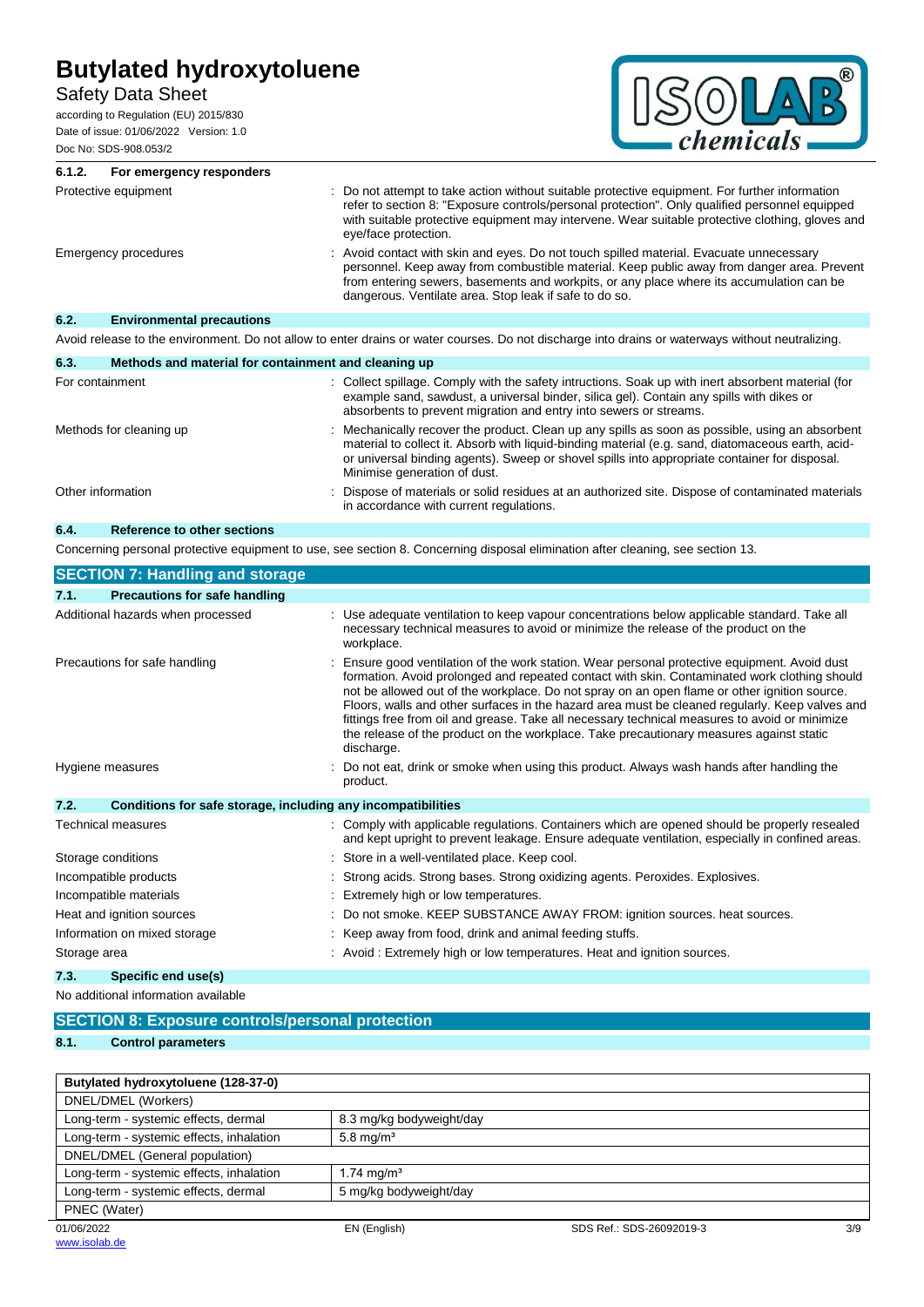#### 6.1.2. For emergency responders

| | |
|---|---|
| Protective equipment | : Do not attempt to take action without suitable protective equipment. For further information refer to section 8: "Exposure controls/personal protection". Only qualified personnel equipped with suitable protective equipment may intervene. Wear suitable protective clothing, gloves and eye/face protection. |
| Emergency procedures | : Avoid contact with skin and eyes. Do not touch spilled material. Evacuate unnecessary personnel. Keep away from combustible material. Keep public away from danger area. Prevent from entering sewers, basements and workpits, or any place where its accumulation can be dangerous. Ventilate area. Stop leak if safe to do so. |

### 6.2. Environmental precautions

Avoid release to the environment. Do not allow to enter drains or water courses. Do not discharge into drains or waterways without neutralizing.

### 6.3. Methods and material for containment and cleaning up

| | |
|---|---|
| For containment | : Collect spillage. Comply with the safety intructions. Soak up with inert absorbent material (for example sand, sawdust, a universal binder, silica gel). Contain any spills with dikes or absorbents to prevent migration and entry into sewers or streams. |
| Methods for cleaning up | : Mechanically recover the product. Clean up any spills as soon as possible, using an absorbent material to collect it. Absorb with liquid-binding material (e.g. sand, diatomaceous earth, acid- or universal binding agents). Sweep or shovel spills into appropriate container for disposal. Minimise generation of dust. |
| Other information | : Dispose of materials or solid residues at an authorized site. Dispose of contaminated materials in accordance with current regulations. |

### 6.4. Reference to other sections

Concerning personal protective equipment to use, see section 8. Concerning disposal elimination after cleaning, see section 13.

## SECTION 7: Handling and storage

### 7.1. Precautions for safe handling

| | |
|---|---|
| Additional hazards when processed | : Use adequate ventilation to keep vapour concentrations below applicable standard. Take all necessary technical measures to avoid or minimize the release of the product on the workplace. |
| Precautions for safe handling | : Ensure good ventilation of the work station. Wear personal protective equipment. Avoid dust formation. Avoid prolonged and repeated contact with skin. Contaminated work clothing should not be allowed out of the workplace. Do not spray on an open flame or other ignition source. Floors, walls and other surfaces in the hazard area must be cleaned regularly. Keep valves and fittings free from oil and grease. Take all necessary technical measures to avoid or minimize the release of the product on the workplace. Take precautionary measures against static discharge. |
| Hygiene measures | : Do not eat, drink or smoke when using this product. Always wash hands after handling the product. |

### 7.2. Conditions for safe storage, including any incompatibilities

| | |
|---|---|
| Technical measures | : Comply with applicable regulations. Containers which are opened should be properly resealed and kept upright to prevent leakage. Ensure adequate ventilation, especially in confined areas. |
| Storage conditions | : Store in a well-ventilated place. Keep cool. |
| Incompatible products | : Strong acids. Strong bases. Strong oxidizing agents. Peroxides. Explosives. |
| Incompatible materials | : Extremely high or low temperatures. |
| Heat and ignition sources | : Do not smoke. KEEP SUBSTANCE AWAY FROM: ignition sources. heat sources. |
| Information on mixed storage | : Keep away from food, drink and animal feeding stuffs. |
| Storage area | : Avoid : Extremely high or low temperatures. Heat and ignition sources. |

### 7.3. Specific end use(s)

No additional information available

## SECTION 8: Exposure controls/personal protection

### 8.1. Control parameters

| Butylated hydroxytoluene (128-37-0) | |
|---|---|
| DNEL/DMEL (Workers) | |
| Long-term - systemic effects, dermal | 8.3 mg/kg bodyweight/day |
| Long-term - systemic effects, inhalation | 5.8 mg/m³ |
| DNEL/DMEL (General population) | |
| Long-term - systemic effects, inhalation | 1.74 mg/m³ |
| Long-term - systemic effects, dermal | 5 mg/kg bodyweight/day |
| PNEC (Water) | |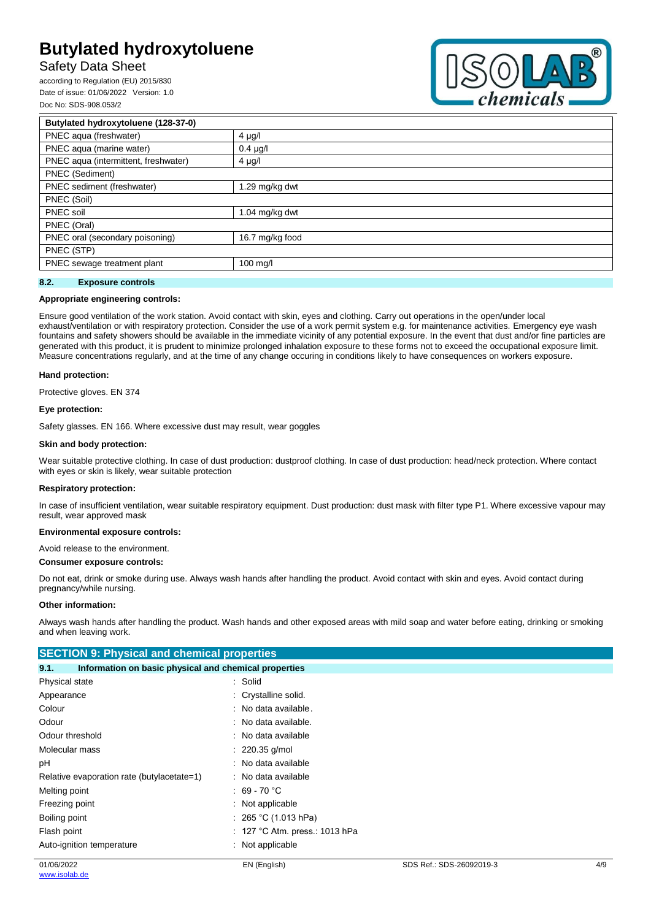| Butylated hydroxytoluene (128-37-0) | |
|---|---|
| PNEC aqua (freshwater) | 4 µg/l |
| PNEC aqua (marine water) | 0.4 µg/l |
| PNEC aqua (intermittent, freshwater) | 4 µg/l |
| PNEC (Sediment) | |
| PNEC sediment (freshwater) | 1.29 mg/kg dwt |
| PNEC (Soil) | |
| PNEC soil | 1.04 mg/kg dwt |
| PNEC (Oral) | |
| PNEC oral (secondary poisoning) | 16.7 mg/kg food |
| PNEC (STP) | |
| PNEC sewage treatment plant | 100 mg/l |

### 8.2. Exposure controls

**Appropriate engineering controls:**

Ensure good ventilation of the work station. Avoid contact with skin, eyes and clothing. Carry out operations in the open/under local exhaust/ventilation or with respiratory protection. Consider the use of a work permit system e.g. for maintenance activities. Emergency eye wash fountains and safety showers should be available in the immediate vicinity of any potential exposure. In the event that dust and/or fine particles are generated with this product, it is prudent to minimize prolonged inhalation exposure to these forms not to exceed the occupational exposure limit. Measure concentrations regularly, and at the time of any change occuring in conditions likely to have consequences on workers exposure.

**Hand protection:**

Protective gloves. EN 374

**Eye protection:**

Safety glasses. EN 166. Where excessive dust may result, wear goggles

**Skin and body protection:**

Wear suitable protective clothing. In case of dust production: dustproof clothing. In case of dust production: head/neck protection. Where contact with eyes or skin is likely, wear suitable protection

**Respiratory protection:**

In case of insufficient ventilation, wear suitable respiratory equipment. Dust production: dust mask with filter type P1. Where excessive vapour may result, wear approved mask

**Environmental exposure controls:**

Avoid release to the environment.

**Consumer exposure controls:**

Do not eat, drink or smoke during use. Always wash hands after handling the product. Avoid contact with skin and eyes. Avoid contact during pregnancy/while nursing.

**Other information:**

Always wash hands after handling the product. Wash hands and other exposed areas with mild soap and water before eating, drinking or smoking and when leaving work.

## SECTION 9: Physical and chemical properties

### 9.1. Information on basic physical and chemical properties

| | |
|---|---|
| Physical state | : Solid |
| Appearance | : Crystalline solid. |
| Colour | : No data available. |
| Odour | : No data available. |
| Odour threshold | : No data available |
| Molecular mass | : 220.35 g/mol |
| pH | : No data available |
| Relative evaporation rate (butylacetate=1) | : No data available |
| Melting point | : 69 - 70 °C |
| Freezing point | : Not applicable |
| Boiling point | : 265 °C (1.013 hPa) |
| Flash point | : 127 °C Atm. press.: 1013 hPa |
| Auto-ignition temperature | : Not applicable |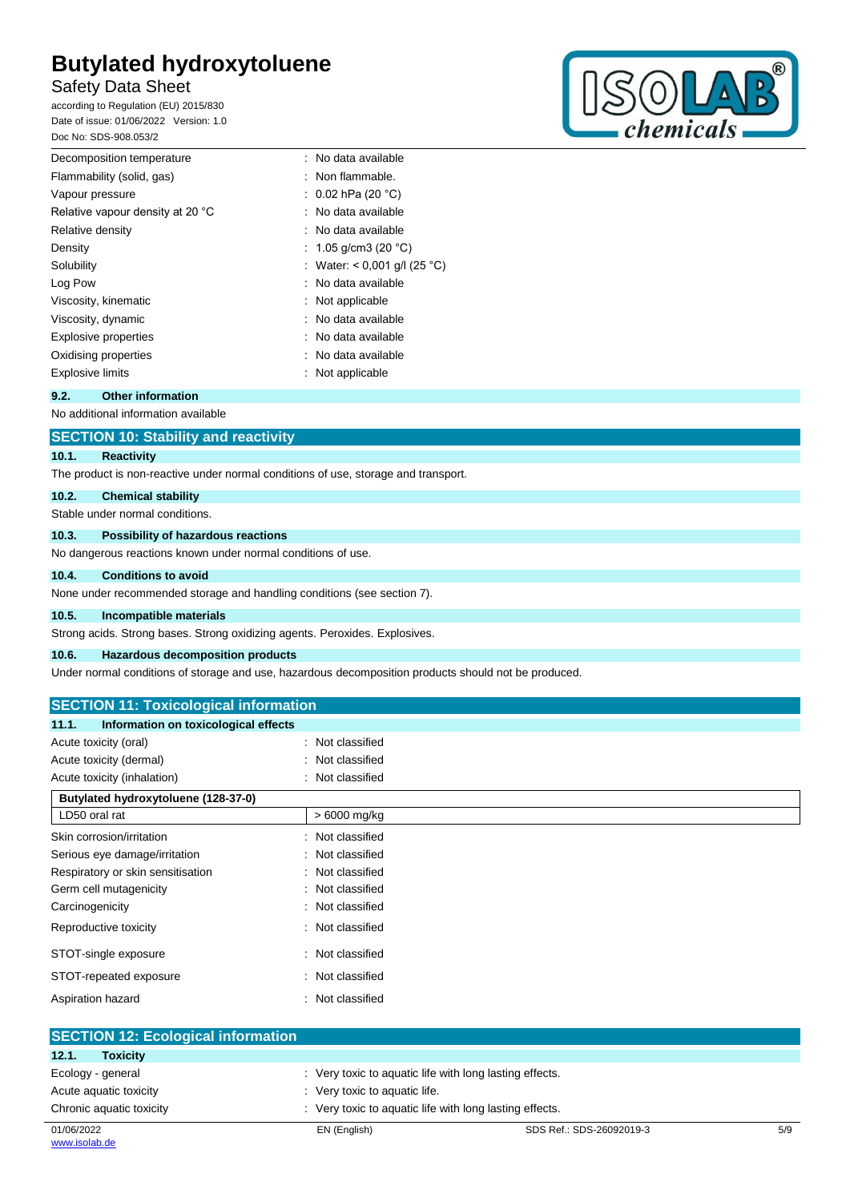| | |
|---|---|
| Decomposition temperature | : No data available |
| Flammability (solid, gas) | : Non flammable. |
| Vapour pressure | : 0.02 hPa (20 °C) |
| Relative vapour density at 20 °C | : No data available |
| Relative density | : No data available |
| Density | : 1.05 g/cm3 (20 °C) |
| Solubility | : Water: < 0,001 g/l (25 °C) |
| Log Pow | : No data available |
| Viscosity, kinematic | : Not applicable |
| Viscosity, dynamic | : No data available |
| Explosive properties | : No data available |
| Oxidising properties | : No data available |
| Explosive limits | : Not applicable |

### 9.2. Other information

No additional information available

## SECTION 10: Stability and reactivity

### 10.1. Reactivity

The product is non-reactive under normal conditions of use, storage and transport.

### 10.2. Chemical stability

Stable under normal conditions.

### 10.3. Possibility of hazardous reactions

No dangerous reactions known under normal conditions of use.

### 10.4. Conditions to avoid

None under recommended storage and handling conditions (see section 7).

### 10.5. Incompatible materials

Strong acids. Strong bases. Strong oxidizing agents. Peroxides. Explosives.

### 10.6. Hazardous decomposition products

Under normal conditions of storage and use, hazardous decomposition products should not be produced.

## SECTION 11: Toxicological information

### 11.1. Information on toxicological effects

| | |
|---|---|
| Acute toxicity (oral) | : Not classified |
| Acute toxicity (dermal) | : Not classified |
| Acute toxicity (inhalation) | : Not classified |

| Butylated hydroxytoluene (128-37-0) | |
|---|---|
| LD50 oral rat | > 6000 mg/kg |

| | |
|---|---|
| Skin corrosion/irritation | : Not classified |
| Serious eye damage/irritation | : Not classified |
| Respiratory or skin sensitisation | : Not classified |
| Germ cell mutagenicity | : Not classified |
| Carcinogenicity | : Not classified |
| Reproductive toxicity | : Not classified |
| STOT-single exposure | : Not classified |
| STOT-repeated exposure | : Not classified |
| Aspiration hazard | : Not classified |

## SECTION 12: Ecological information

### 12.1. Toxicity

| | |
|---|---|
| Ecology - general | : Very toxic to aquatic life with long lasting effects. |
| Acute aquatic toxicity | : Very toxic to aquatic life. |
| Chronic aquatic toxicity | : Very toxic to aquatic life with long lasting effects. |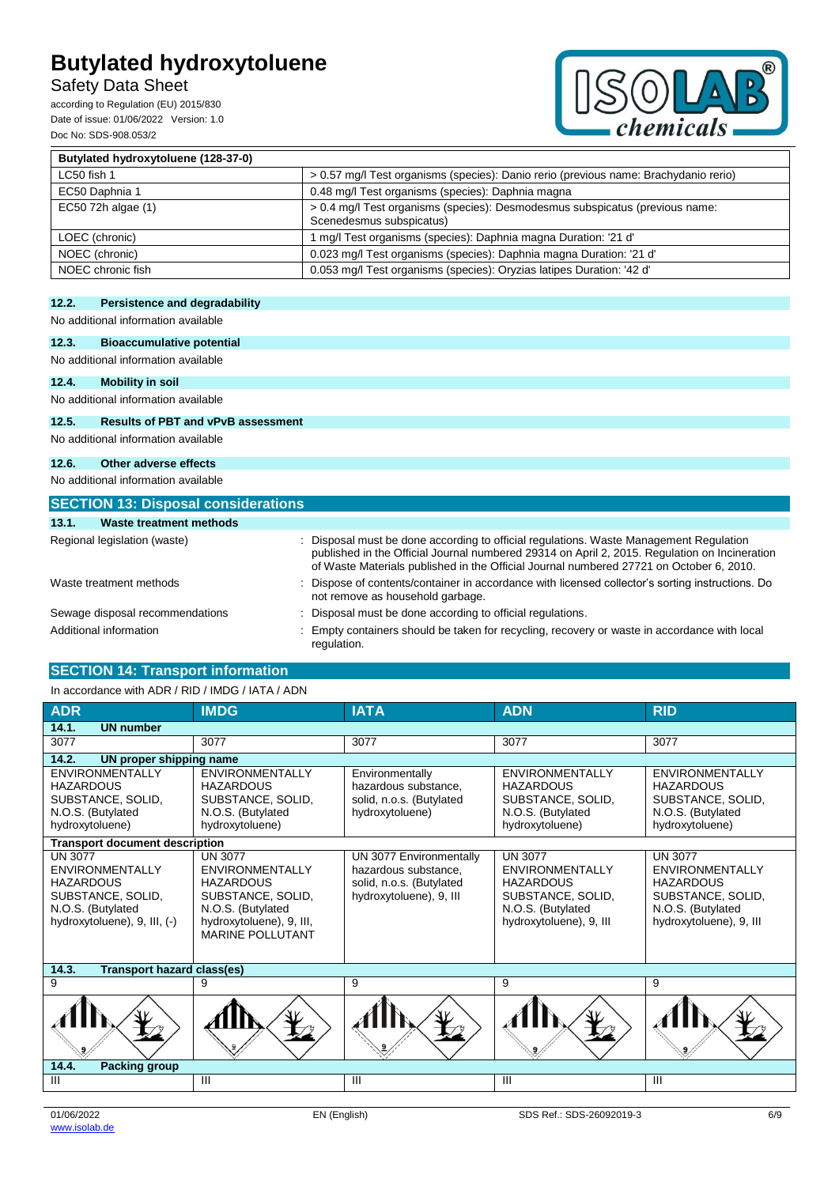| Butylated hydroxytoluene (128-37-0) | |
|---|---|
| LC50 fish 1 | > 0.57 mg/l Test organisms (species): Danio rerio (previous name: Brachydanio rerio) |
| EC50 Daphnia 1 | 0.48 mg/l Test organisms (species): Daphnia magna |
| EC50 72h algae (1) | > 0.4 mg/l Test organisms (species): Desmodesmus subspicatus (previous name: Scenedesmus subspicatus) |
| LOEC (chronic) | 1 mg/l Test organisms (species): Daphnia magna Duration: '21 d' |
| NOEC (chronic) | 0.023 mg/l Test organisms (species): Daphnia magna Duration: '21 d' |
| NOEC chronic fish | 0.053 mg/l Test organisms (species): Oryzias latipes Duration: '42 d' |

### 12.2. Persistence and degradability

No additional information available

### 12.3. Bioaccumulative potential

No additional information available

### 12.4. Mobility in soil

No additional information available

### 12.5. Results of PBT and vPvB assessment

No additional information available

### 12.6. Other adverse effects

No additional information available

## SECTION 13: Disposal considerations

### 13.1. Waste treatment methods

Regional legislation (waste) : Disposal must be done according to official regulations. Waste Management Regulation published in the Official Journal numbered 29314 on April 2, 2015. Regulation on Incineration of Waste Materials published in the Official Journal numbered 27721 on October 6, 2010.

Waste treatment methods : Dispose of contents/container in accordance with licensed collector's sorting instructions. Do not remove as household garbage.

Sewage disposal recommendations : Disposal must be done according to official regulations.

Additional information : Empty containers should be taken for recycling, recovery or waste in accordance with local regulation.

## SECTION 14: Transport information

In accordance with ADR / RID / IMDG / IATA / ADN

| ADR | IMDG | IATA | ADN | RID |
|---|---|---|---|---|
| **14.1. UN number** | | | | |
| 3077 | 3077 | 3077 | 3077 | 3077 |
| **14.2. UN proper shipping name** | | | | |
| ENVIRONMENTALLY HAZARDOUS SUBSTANCE, SOLID, N.O.S. (Butylated hydroxytoluene) | ENVIRONMENTALLY HAZARDOUS SUBSTANCE, SOLID, N.O.S. (Butylated hydroxytoluene) | Environmentally hazardous substance, solid, n.o.s. (Butylated hydroxytoluene) | ENVIRONMENTALLY HAZARDOUS SUBSTANCE, SOLID, N.O.S. (Butylated hydroxytoluene) | ENVIRONMENTALLY HAZARDOUS SUBSTANCE, SOLID, N.O.S. (Butylated hydroxytoluene) |
| **Transport document description** | | | | |
| UN 3077 ENVIRONMENTALLY HAZARDOUS SUBSTANCE, SOLID, N.O.S. (Butylated hydroxytoluene), 9, III, (-) | UN 3077 ENVIRONMENTALLY HAZARDOUS SUBSTANCE, SOLID, N.O.S. (Butylated hydroxytoluene), 9, III, MARINE POLLUTANT | UN 3077 Environmentally hazardous substance, solid, n.o.s. (Butylated hydroxytoluene), 9, III | UN 3077 ENVIRONMENTALLY HAZARDOUS SUBSTANCE, SOLID, N.O.S. (Butylated hydroxytoluene), 9, III | UN 3077 ENVIRONMENTALLY HAZARDOUS SUBSTANCE, SOLID, N.O.S. (Butylated hydroxytoluene), 9, III |
| **14.3. Transport hazard class(es)** | | | | |
| 9 | 9 | 9 | 9 | 9 |
| **14.4. Packing group** | | | | |
| III | III | III | III | III |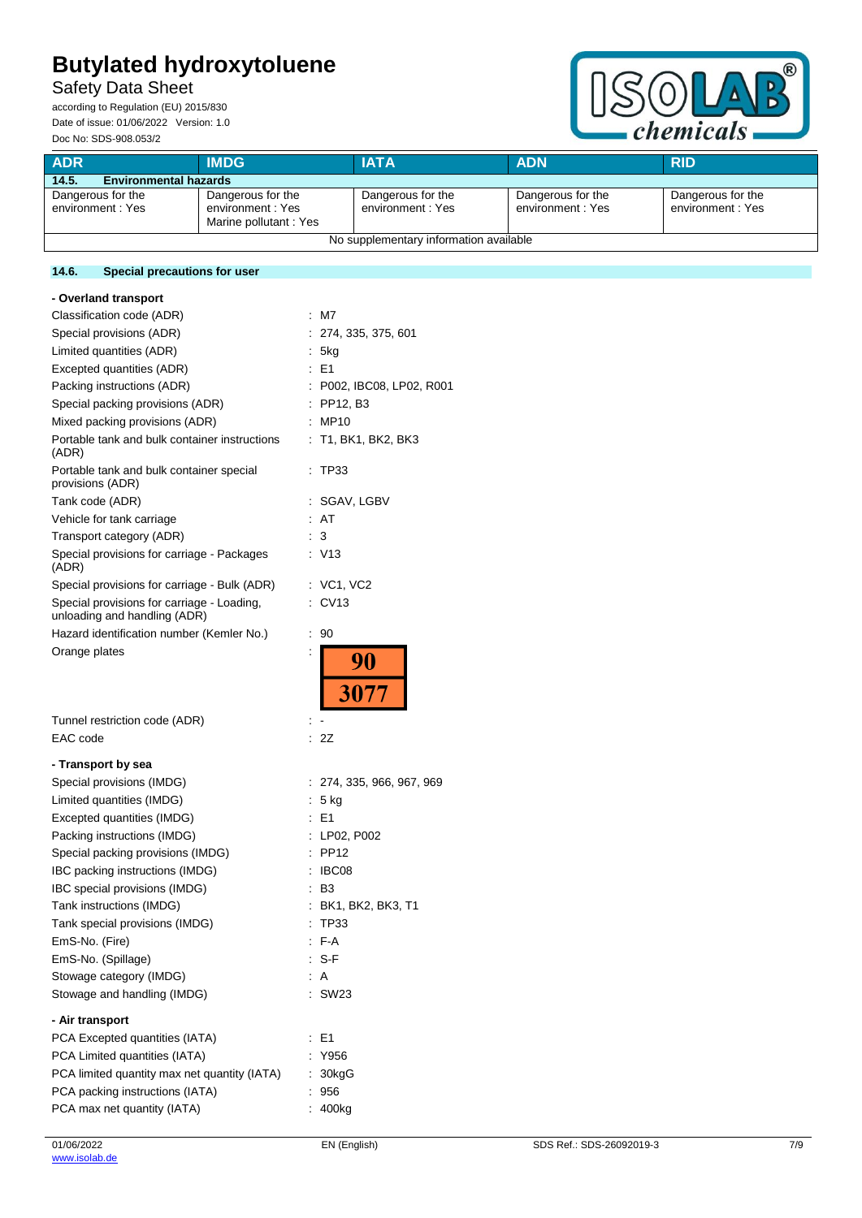| ADR | IMDG | IATA | ADN | RID |
|---|---|---|---|---|
| **14.5. Environmental hazards** | | | | |
| Dangerous for the environment : Yes | Dangerous for the environment : Yes<br>Marine pollutant : Yes | Dangerous for the environment : Yes | Dangerous for the environment : Yes | Dangerous for the environment : Yes |
| No supplementary information available | | | | |

### 14.6. Special precautions for user

**- Overland transport**

Classification code (ADR) : M7
Special provisions (ADR) : 274, 335, 375, 601
Limited quantities (ADR) : 5kg
Excepted quantities (ADR) : E1
Packing instructions (ADR) : P002, IBC08, LP02, R001
Special packing provisions (ADR) : PP12, B3
Mixed packing provisions (ADR) : MP10
Portable tank and bulk container instructions (ADR) : T1, BK1, BK2, BK3
Portable tank and bulk container special provisions (ADR) : TP33
Tank code (ADR) : SGAV, LGBV
Vehicle for tank carriage : AT
Transport category (ADR) : 3
Special provisions for carriage - Packages (ADR) : V13
Special provisions for carriage - Bulk (ADR) : VC1, VC2
Special provisions for carriage - Loading, unloading and handling (ADR) : CV13
Hazard identification number (Kemler No.) : 90
Orange plates :

| 90 |
|---|
| 3077 |

Tunnel restriction code (ADR) : -
EAC code : 2Z

**- Transport by sea**

Special provisions (IMDG) : 274, 335, 966, 967, 969
Limited quantities (IMDG) : 5 kg
Excepted quantities (IMDG) : E1
Packing instructions (IMDG) : LP02, P002
Special packing provisions (IMDG) : PP12
IBC packing instructions (IMDG) : IBC08
IBC special provisions (IMDG) : B3
Tank instructions (IMDG) : BK1, BK2, BK3, T1
Tank special provisions (IMDG) : TP33
EmS-No. (Fire) : F-A
EmS-No. (Spillage) : S-F
Stowage category (IMDG) : A
Stowage and handling (IMDG) : SW23

**- Air transport**

PCA Excepted quantities (IATA) : E1
PCA Limited quantities (IATA) : Y956
PCA limited quantity max net quantity (IATA) : 30kgG
PCA packing instructions (IATA) : 956
PCA max net quantity (IATA) : 400kg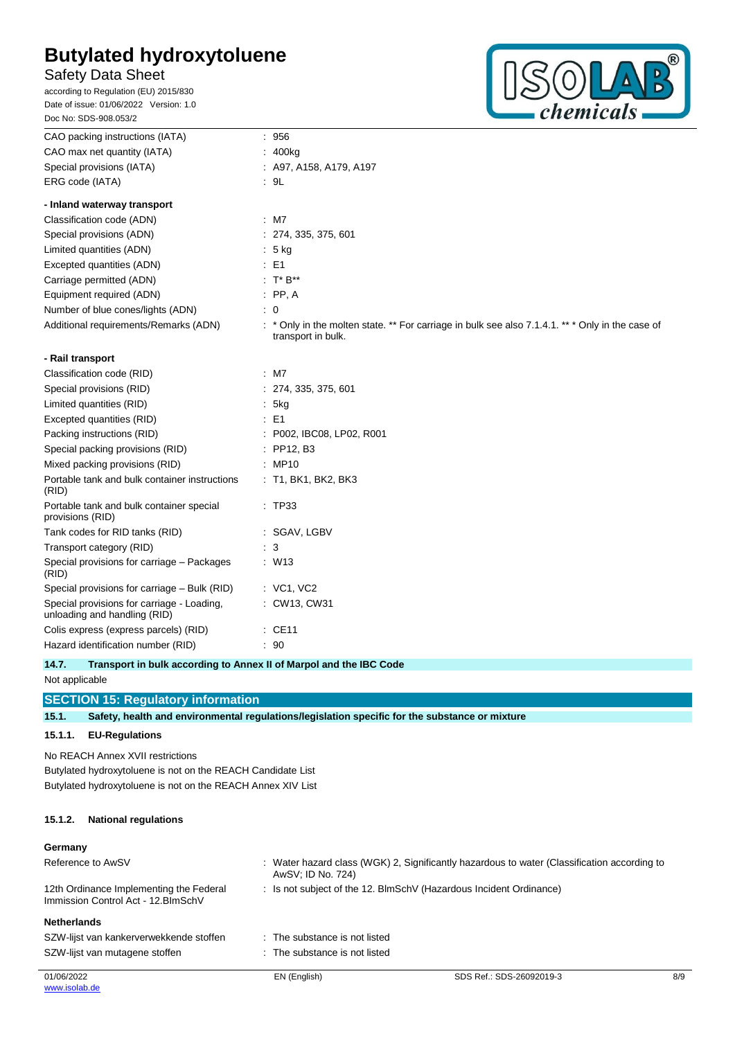| | |
|---|---|
| CAO packing instructions (IATA) | : 956 |
| CAO max net quantity (IATA) | : 400kg |
| Special provisions (IATA) | : A97, A158, A179, A197 |
| ERG code (IATA) | : 9L |

**- Inland waterway transport**

| | |
|---|---|
| Classification code (ADN) | : M7 |
| Special provisions (ADN) | : 274, 335, 375, 601 |
| Limited quantities (ADN) | : 5 kg |
| Excepted quantities (ADN) | : E1 |
| Carriage permitted (ADN) | : T* B** |
| Equipment required (ADN) | : PP, A |
| Number of blue cones/lights (ADN) | : 0 |
| Additional requirements/Remarks (ADN) | : * Only in the molten state. ** For carriage in bulk see also 7.1.4.1. ** * Only in the case of transport in bulk. |

**- Rail transport**

| | |
|---|---|
| Classification code (RID) | : M7 |
| Special provisions (RID) | : 274, 335, 375, 601 |
| Limited quantities (RID) | : 5kg |
| Excepted quantities (RID) | : E1 |
| Packing instructions (RID) | : P002, IBC08, LP02, R001 |
| Special packing provisions (RID) | : PP12, B3 |
| Mixed packing provisions (RID) | : MP10 |
| Portable tank and bulk container instructions (RID) | : T1, BK1, BK2, BK3 |
| Portable tank and bulk container special provisions (RID) | : TP33 |
| Tank codes for RID tanks (RID) | : SGAV, LGBV |
| Transport category (RID) | : 3 |
| Special provisions for carriage – Packages (RID) | : W13 |
| Special provisions for carriage – Bulk (RID) | : VC1, VC2 |
| Special provisions for carriage - Loading, unloading and handling (RID) | : CW13, CW31 |
| Colis express (express parcels) (RID) | : CE11 |
| Hazard identification number (RID) | : 90 |

### 14.7. Transport in bulk according to Annex II of Marpol and the IBC Code

Not applicable

## SECTION 15: Regulatory information

### 15.1. Safety, health and environmental regulations/legislation specific for the substance or mixture

#### 15.1.1. EU-Regulations

No REACH Annex XVII restrictions

Butylated hydroxytoluene is not on the REACH Candidate List

Butylated hydroxytoluene is not on the REACH Annex XIV List

#### 15.1.2. National regulations

**Germany**

| | |
|---|---|
| Reference to AwSV | : Water hazard class (WGK) 2, Significantly hazardous to water (Classification according to AwSV; ID No. 724) |
| 12th Ordinance Implementing the Federal Immission Control Act - 12.BImSchV | : Is not subject of the 12. BlmSchV (Hazardous Incident Ordinance) |

**Netherlands**

| | |
|---|---|
| SZW-lijst van kankerverwekkende stoffen | : The substance is not listed |
| SZW-lijst van mutagene stoffen | : The substance is not listed |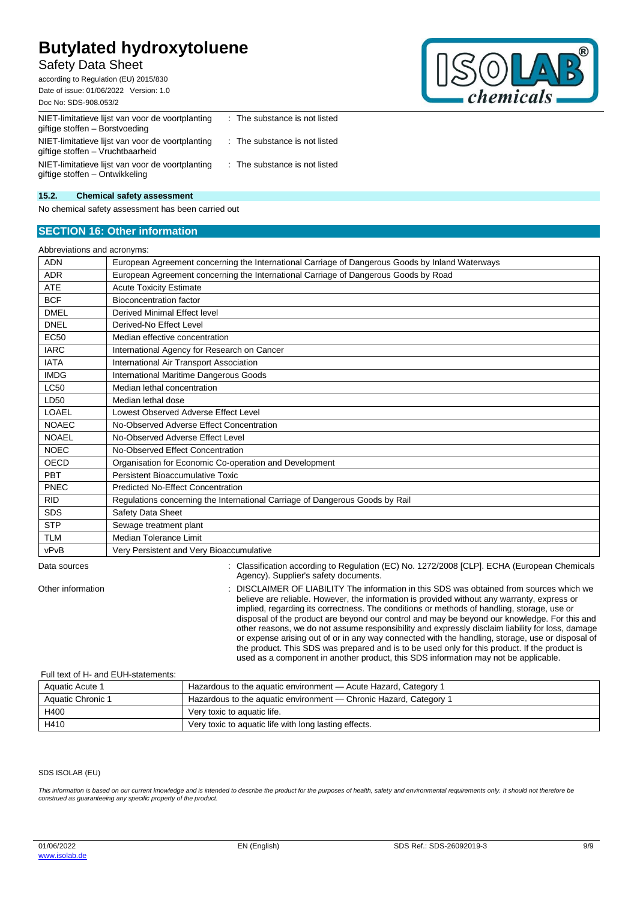| | |
|---|---|
| NIET-limitatieve lijst van voor de voortplanting giftige stoffen – Borstvoeding | : The substance is not listed |
| NIET-limitatieve lijst van voor de voortplanting giftige stoffen – Vruchtbaarheid | : The substance is not listed |
| NIET-limitatieve lijst van voor de voortplanting giftige stoffen – Ontwikkeling | : The substance is not listed |

### 15.2. Chemical safety assessment

No chemical safety assessment has been carried out

## SECTION 16: Other information

Abbreviations and acronyms:

| | |
|---|---|
| ADN | European Agreement concerning the International Carriage of Dangerous Goods by Inland Waterways |
| ADR | European Agreement concerning the International Carriage of Dangerous Goods by Road |
| ATE | Acute Toxicity Estimate |
| BCF | Bioconcentration factor |
| DMEL | Derived Minimal Effect level |
| DNEL | Derived-No Effect Level |
| EC50 | Median effective concentration |
| IARC | International Agency for Research on Cancer |
| IATA | International Air Transport Association |
| IMDG | International Maritime Dangerous Goods |
| LC50 | Median lethal concentration |
| LD50 | Median lethal dose |
| LOAEL | Lowest Observed Adverse Effect Level |
| NOAEC | No-Observed Adverse Effect Concentration |
| NOAEL | No-Observed Adverse Effect Level |
| NOEC | No-Observed Effect Concentration |
| OECD | Organisation for Economic Co-operation and Development |
| PBT | Persistent Bioaccumulative Toxic |
| PNEC | Predicted No-Effect Concentration |
| RID | Regulations concerning the International Carriage of Dangerous Goods by Rail |
| SDS | Safety Data Sheet |
| STP | Sewage treatment plant |
| TLM | Median Tolerance Limit |
| vPvB | Very Persistent and Very Bioaccumulative |

Data sources : Classification according to Regulation (EC) No. 1272/2008 [CLP]. ECHA (European Chemicals Agency). Supplier's safety documents.

Other information : DISCLAIMER OF LIABILITY The information in this SDS was obtained from sources which we believe are reliable. However, the information is provided without any warranty, express or implied, regarding its correctness. The conditions or methods of handling, storage, use or disposal of the product are beyond our control and may be beyond our knowledge. For this and other reasons, we do not assume responsibility and expressly disclaim liability for loss, damage or expense arising out of or in any way connected with the handling, storage, use or disposal of the product. This SDS was prepared and is to be used only for this product. If the product is used as a component in another product, this SDS information may not be applicable.

Full text of H- and EUH-statements:

| | |
|---|---|
| Aquatic Acute 1 | Hazardous to the aquatic environment — Acute Hazard, Category 1 |
| Aquatic Chronic 1 | Hazardous to the aquatic environment — Chronic Hazard, Category 1 |
| H400 | Very toxic to aquatic life. |
| H410 | Very toxic to aquatic life with long lasting effects. |

SDS ISOLAB (EU)

*This information is based on our current knowledge and is intended to describe the product for the purposes of health, safety and environmental requirements only. It should not therefore be construed as guaranteeing any specific property of the product.*